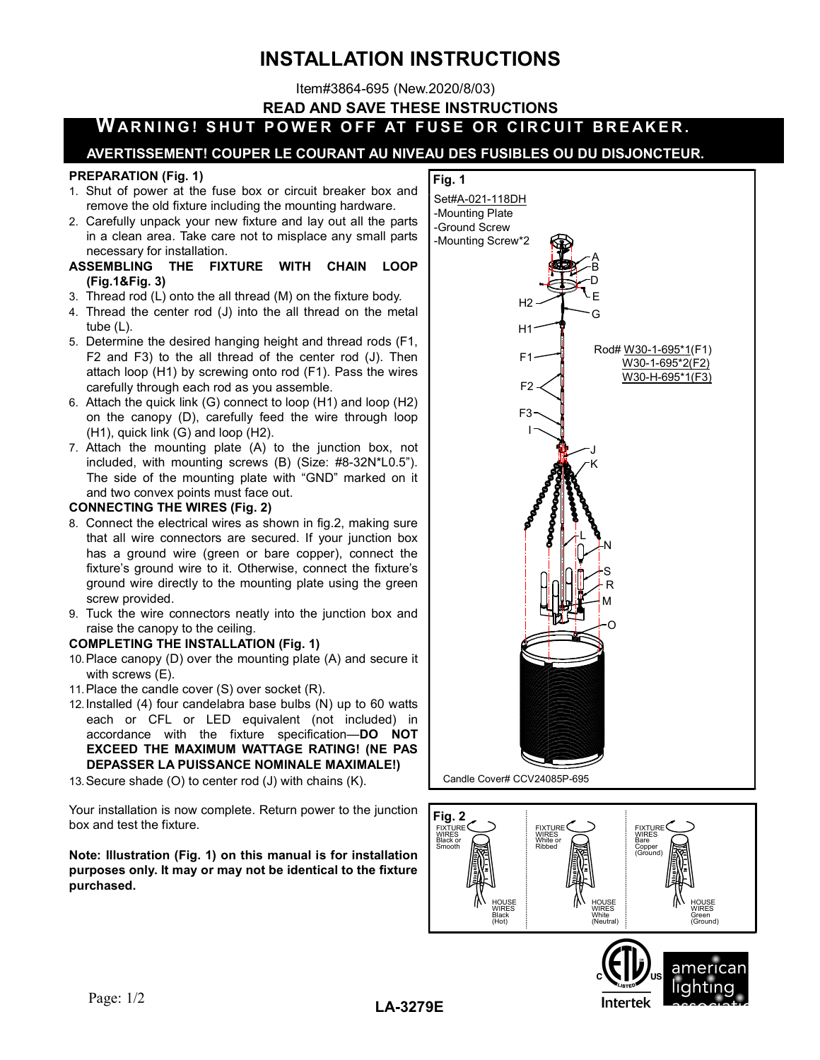# INSTALLATION INSTRUCTIONS

Item#3864-695 (New.2020/8/03)

**READ AND SAVE THESE INSTRUCTIONS**

**WARNING! SHUT POWER OFF AT FUSE OR CIRCUIT BREAKER.**

**AVERTISSEMENT! COUPER LE COURANT AU NIVEAU DES FUSIBLES OU DU DISJONCTEUR.**

**PREPARATION (Fig. 1)**

1. Shut of power at the fuse box or circuit breaker box and remove the old fixture including the mounting hardware.
2. Carefully unpack your new fixture and lay out all the parts in a clean area. Take care not to misplace any small parts necessary for installation.

**ASSEMBLING THE FIXTURE WITH CHAIN LOOP (Fig.1&Fig. 3)**

3. Thread rod (L) onto the all thread (M) on the fixture body.
4. Thread the center rod (J) into the all thread on the metal tube (L).
5. Determine the desired hanging height and thread rods (F1, F2 and F3) to the all thread of the center rod (J). Then attach loop (H1) by screwing onto rod (F1). Pass the wires carefully through each rod as you assemble.
6. Attach the quick link (G) connect to loop (H1) and loop (H2) on the canopy (D), carefully feed the wire through loop (H1), quick link (G) and loop (H2).
7. Attach the mounting plate (A) to the junction box, not included, with mounting screws (B) (Size: #8-32N*L0.5"). The side of the mounting plate with "GND" marked on it and two convex points must face out.

**CONNECTING THE WIRES (Fig. 2)**

8. Connect the electrical wires as shown in fig.2, making sure that all wire connectors are secured. If your junction box has a ground wire (green or bare copper), connect the fixture's ground wire to it. Otherwise, connect the fixture's ground wire directly to the mounting plate using the green screw provided.
9. Tuck the wire connectors neatly into the junction box and raise the canopy to the ceiling.

**COMPLETING THE INSTALLATION (Fig. 1)**

10. Place canopy (D) over the mounting plate (A) and secure it with screws (E).
11. Place the candle cover (S) over socket (R).
12. Installed (4) four candelabra base bulbs (N) up to 60 watts each or CFL or LED equivalent (not included) in accordance with the fixture specification—**DO NOT EXCEED THE MAXIMUM WATTAGE RATING! (NE PAS DEPASSER LA PUISSANCE NOMINALE MAXIMALE!)**
13. Secure shade (O) to center rod (J) with chains (K).

Your installation is now complete. Return power to the junction box and test the fixture.

**Note: Illustration (Fig. 1) on this manual is for installation purposes only. It may or may not be identical to the fixture purchased.**

**Fig. 1**

Set#A-021-118DH
- Mounting Plate
- Ground Screw
- Mounting Screw*2

Rod# W30-1-695*1(F1)
W30-1-695*2(F2)
W30-H-695*1(F3)

Candle Cover# CCV24085P-695

**Fig. 2**

FIXTURE WIRES Black or Smooth — HOUSE WIRES Black (Hot)

FIXTURE WIRES White or Ribbed — HOUSE WIRES White (Neutral)

FIXTURE WIRES Bare Copper (Ground) — HOUSE WIRES Green (Ground)

LA-3279E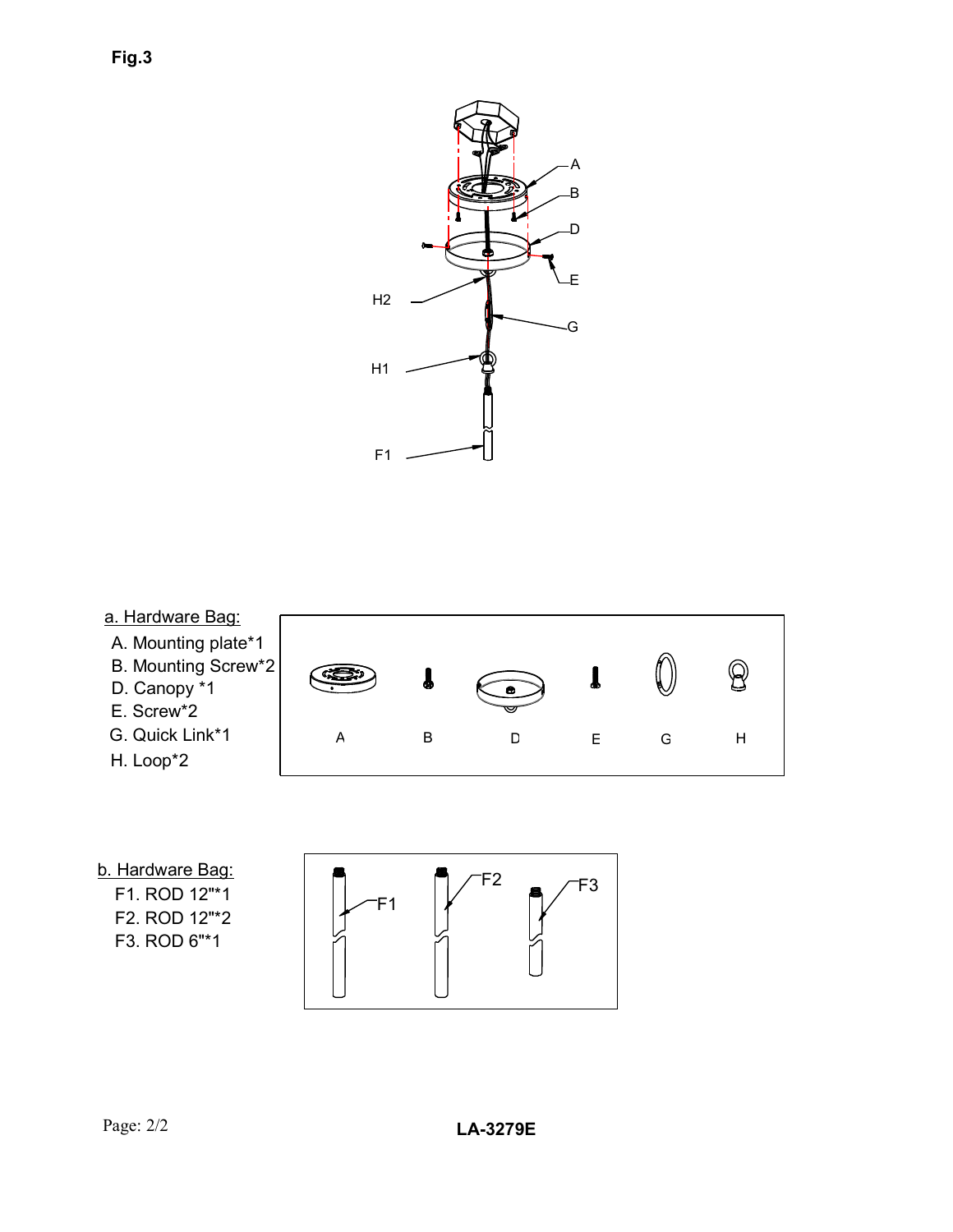**Fig.3**

A

B

D

E

G

H2

H1

F1

a. Hardware Bag:

A. Mounting plate*1
B. Mounting Screw*2
D. Canopy *1
E. Screw*2
G. Quick Link*1
H. Loop*2

A B D E G H

b. Hardware Bag:

F1. ROD 12"*1
F2. ROD 12"*2
F3. ROD 6"*1

F1 F2 F3

**LA-3279E**